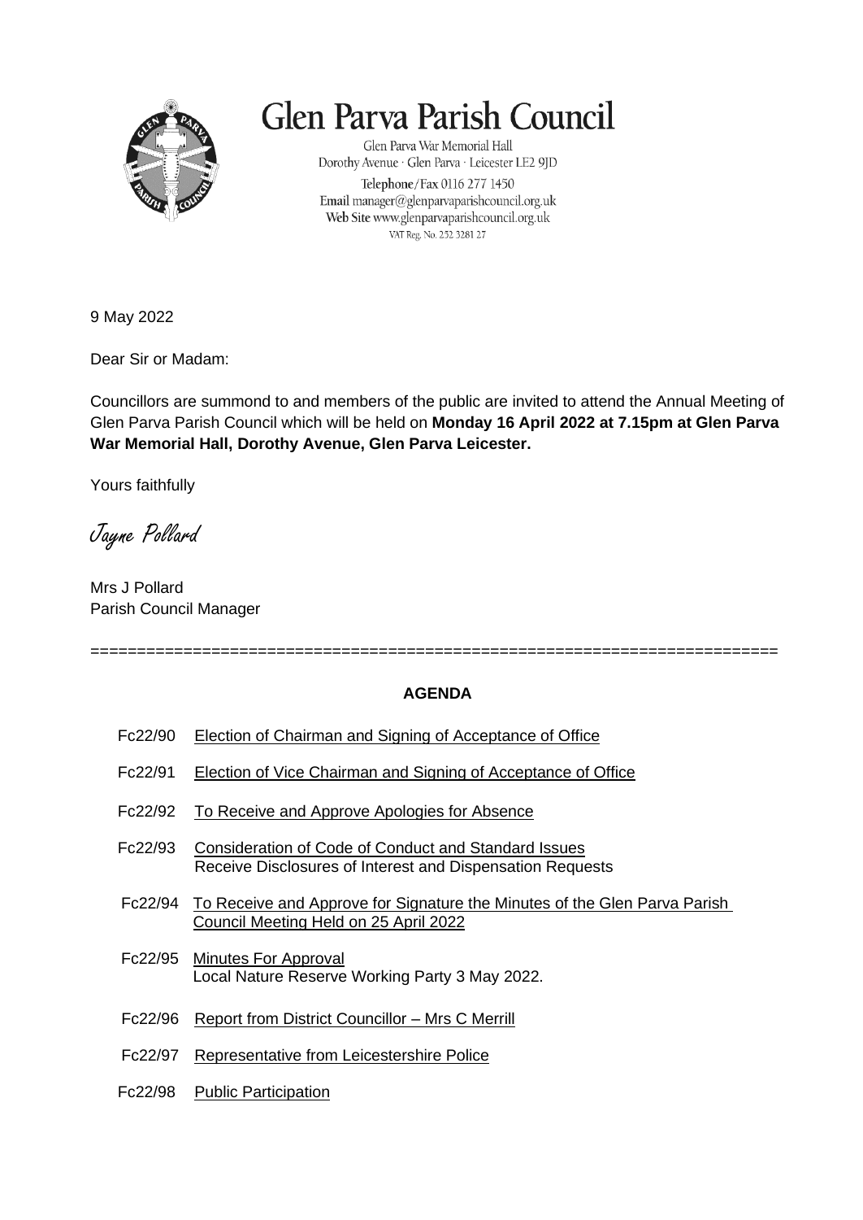# Glen Parva Parish Council

Glen Parva War Memorial Hall
Dorothy Avenue · Glen Parva · Leicester LE2 9JD
Telephone/Fax 0116 277 1450
Email manager@glenparvaparishcouncil.org.uk
Web Site www.glenparvaparishcouncil.org.uk
VAT Reg. No. 252 3281 27

9 May 2022

Dear Sir or Madam:

Councillors are summond to and members of the public are invited to attend the Annual Meeting of Glen Parva Parish Council which will be held on **Monday 16 April 2022 at 7.15pm at Glen Parva War Memorial Hall, Dorothy Avenue, Glen Parva Leicester.**

Yours faithfully

*Jayne Pollard*

Mrs J Pollard
Parish Council Manager

---

## AGENDA

Fc22/90 Election of Chairman and Signing of Acceptance of Office

Fc22/91 Election of Vice Chairman and Signing of Acceptance of Office

Fc22/92 To Receive and Approve Apologies for Absence

Fc22/93 Consideration of Code of Conduct and Standard Issues
Receive Disclosures of Interest and Dispensation Requests

Fc22/94 To Receive and Approve for Signature the Minutes of the Glen Parva Parish Council Meeting Held on 25 April 2022

Fc22/95 Minutes For Approval
Local Nature Reserve Working Party 3 May 2022.

Fc22/96 Report from District Councillor – Mrs C Merrill

Fc22/97 Representative from Leicestershire Police

Fc22/98 Public Participation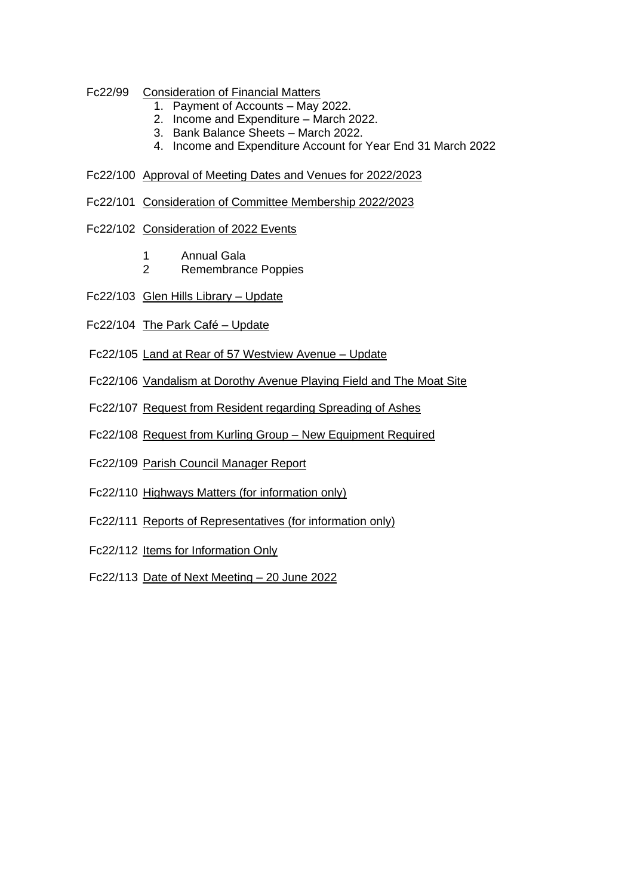Fc22/99 Consideration of Financial Matters

1. Payment of Accounts – May 2022.
2. Income and Expenditure – March 2022.
3. Bank Balance Sheets – March 2022.
4. Income and Expenditure Account for Year End 31 March 2022

Fc22/100 Approval of Meeting Dates and Venues for 2022/2023

Fc22/101 Consideration of Committee Membership 2022/2023

Fc22/102 Consideration of 2022 Events

1. Annual Gala
2. Remembrance Poppies

Fc22/103 Glen Hills Library – Update

Fc22/104 The Park Café – Update

Fc22/105 Land at Rear of 57 Westview Avenue – Update

Fc22/106 Vandalism at Dorothy Avenue Playing Field and The Moat Site

Fc22/107 Request from Resident regarding Spreading of Ashes

Fc22/108 Request from Kurling Group – New Equipment Required

Fc22/109 Parish Council Manager Report

Fc22/110 Highways Matters (for information only)

Fc22/111 Reports of Representatives (for information only)

Fc22/112 Items for Information Only

Fc22/113 Date of Next Meeting – 20 June 2022